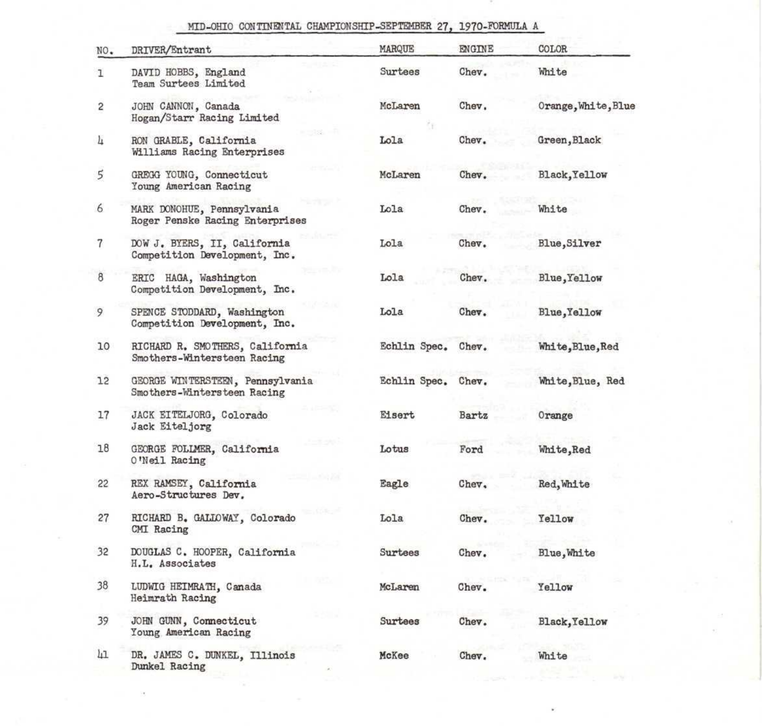MID-OHIO CONTINENTAL CHAMPIONSHIP-SEPTEMBER 27, 1970-FORMULA A

| NO. | DRIVER/Entrant | MARQUE | ENGINE | COLOR |
|---|---|---|---|---|
| 1 | DAVID HOBBS, England<br>Team Surtees Limited | Surtees | Chev. | White |
| 2 | JOHN CANNON, Canada<br>Hogan/Starr Racing Limited | McLaren | Chev. | Orange,White,Blue |
| 4 | RON GRABLE, California<br>Williams Racing Enterprises | Lola | Chev. | Green,Black |
| 5 | GREGG YOUNG, Connecticut<br>Young American Racing | McLaren | Chev. | Black,Yellow |
| 6 | MARK DONOHUE, Pennsylvania<br>Roger Penske Racing Enterprises | Lola | Chev. | White |
| 7 | DOW J. BYERS, II, California<br>Competition Development, Inc. | Lola | Chev. | Blue,Silver |
| 8 | ERIC HAGA, Washington<br>Competition Development, Inc. | Lola | Chev. | Blue,Yellow |
| 9 | SPENCE STODDARD, Washington<br>Competition Development, Inc. | Lola | Chev. | Blue,Yellow |
| 10 | RICHARD R. SMOTHERS, California<br>Smothers-Wintersteen Racing | Echlin Spec. | Chev. | White,Blue,Red |
| 12 | GEORGE WINTERSTEEN, Pennsylvania<br>Smothers-Wintersteen Racing | Echlin Spec. | Chev. | White,Blue, Red |
| 17 | JACK EITELJORG, Colorado<br>Jack Eiteljorg | Eisert | Bartz | Orange |
| 18 | GEORGE FOLLMER, California<br>O'Neil Racing | Lotus | Ford | White,Red |
| 22 | REX RAMSEY, California<br>Aero-Structures Dev. | Eagle | Chev. | Red,White |
| 27 | RICHARD B. GALLOWAY, Colorado<br>CMI Racing | Lola | Chev. | Yellow |
| 32 | DOUGLAS C. HOOPER, California<br>H.L. Associates | Surtees | Chev. | Blue,White |
| 38 | LUDWIG HEIMRATH, Canada<br>Heimrath Racing | McLaren | Chev. | Yellow |
| 39 | JOHN GUNN, Connecticut<br>Young American Racing | Surtees | Chev. | Black,Yellow |
| 41 | DR. JAMES C. DUNKEL, Illinois<br>Dunkel Racing | McKee | Chev. | White |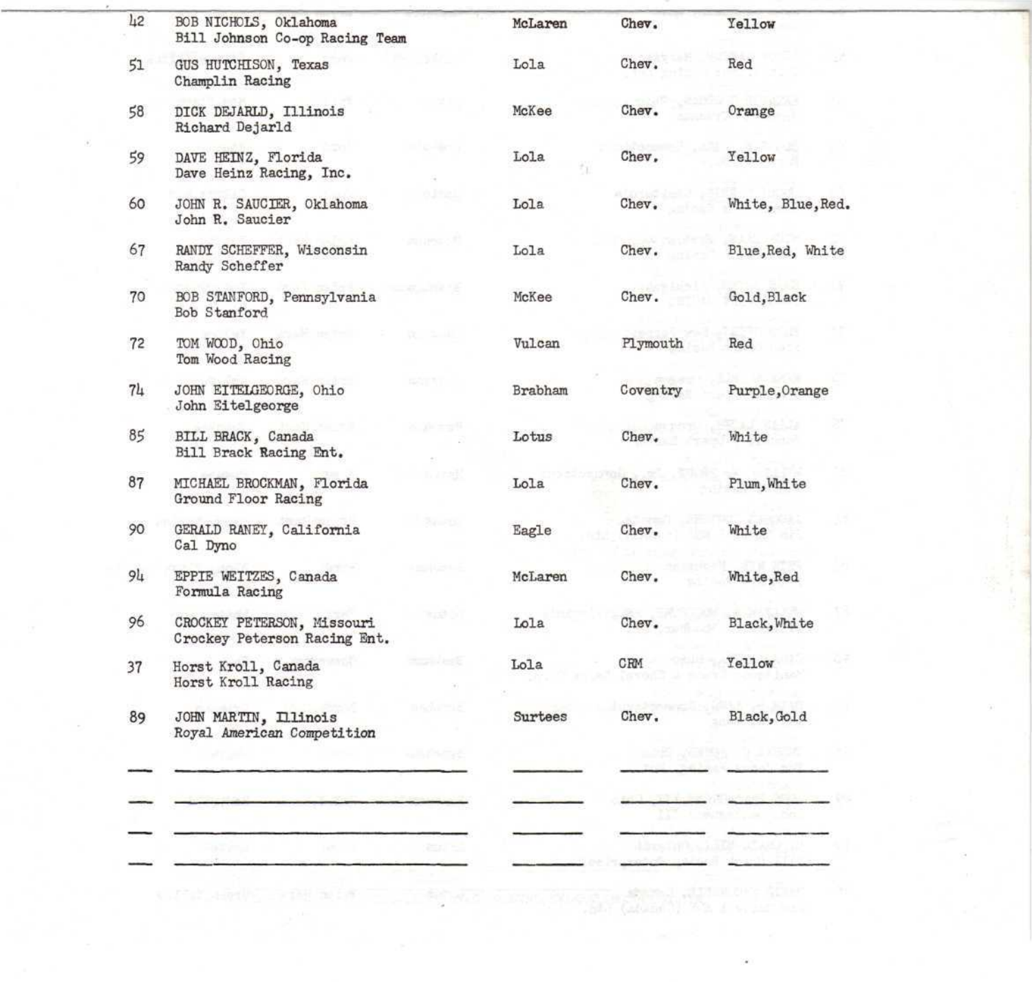| | | | | |
|---|---|---|---|---|
| 42 | BOB NICHOLS, Oklahoma<br>Bill Johnson Co-op Racing Team | McLaren | Chev. | Yellow |
| 51 | GUS HUTCHISON, Texas<br>Champlin Racing | Lola | Chev. | Red |
| 58 | DICK DEJARLD, Illinois<br>Richard Dejarld | McKee | Chev. | Orange |
| 59 | DAVE HEINZ, Florida<br>Dave Heinz Racing, Inc. | Lola | Chev. | Yellow |
| 60 | JOHN R. SAUCIER, Oklahoma<br>John R. Saucier | Lola | Chev. | White, Blue, Red. |
| 67 | RANDY SCHEFFER, Wisconsin<br>Randy Scheffer | Lola | Chev. | Blue, Red, White |
| 70 | BOB STANFORD, Pennsylvania<br>Bob Stanford | McKee | Chev. | Gold, Black |
| 72 | TOM WOOD, Ohio<br>Tom Wood Racing | Vulcan | Plymouth | Red |
| 74 | JOHN EITELGEORGE, Ohio<br>John Eitelgeorge | Brabham | Coventry | Purple, Orange |
| 85 | BILL BRACK, Canada<br>Bill Brack Racing Ent. | Lotus | Chev. | White |
| 87 | MICHAEL BROCKMAN, Florida<br>Ground Floor Racing | Lola | Chev. | Plum, White |
| 90 | GERALD RANEY, California<br>Cal Dyno | Eagle | Chev. | White |
| 94 | EPPIE WEITZES, Canada<br>Formula Racing | McLaren | Chev. | White, Red |
| 96 | CROCKEY PETERSON, Missouri<br>Crockey Peterson Racing Ent. | Lola | Chev. | Black, White |
| 37 | Horst Kroll, Canada<br>Horst Kroll Racing | Lola | CRM | Yellow |
| 89 | JOHN MARTIN, Illinois<br>Royal American Competition | Surtees | Chev. | Black, Gold |
| ___ | ___________________________ | _______ | _______ | _________ |
| ___ | ___________________________ | _______ | _______ | _________ |
| ___ | ___________________________ | _______ | _______ | _________ |
| ___ | ___________________________ | _______ | _______ | _________ |